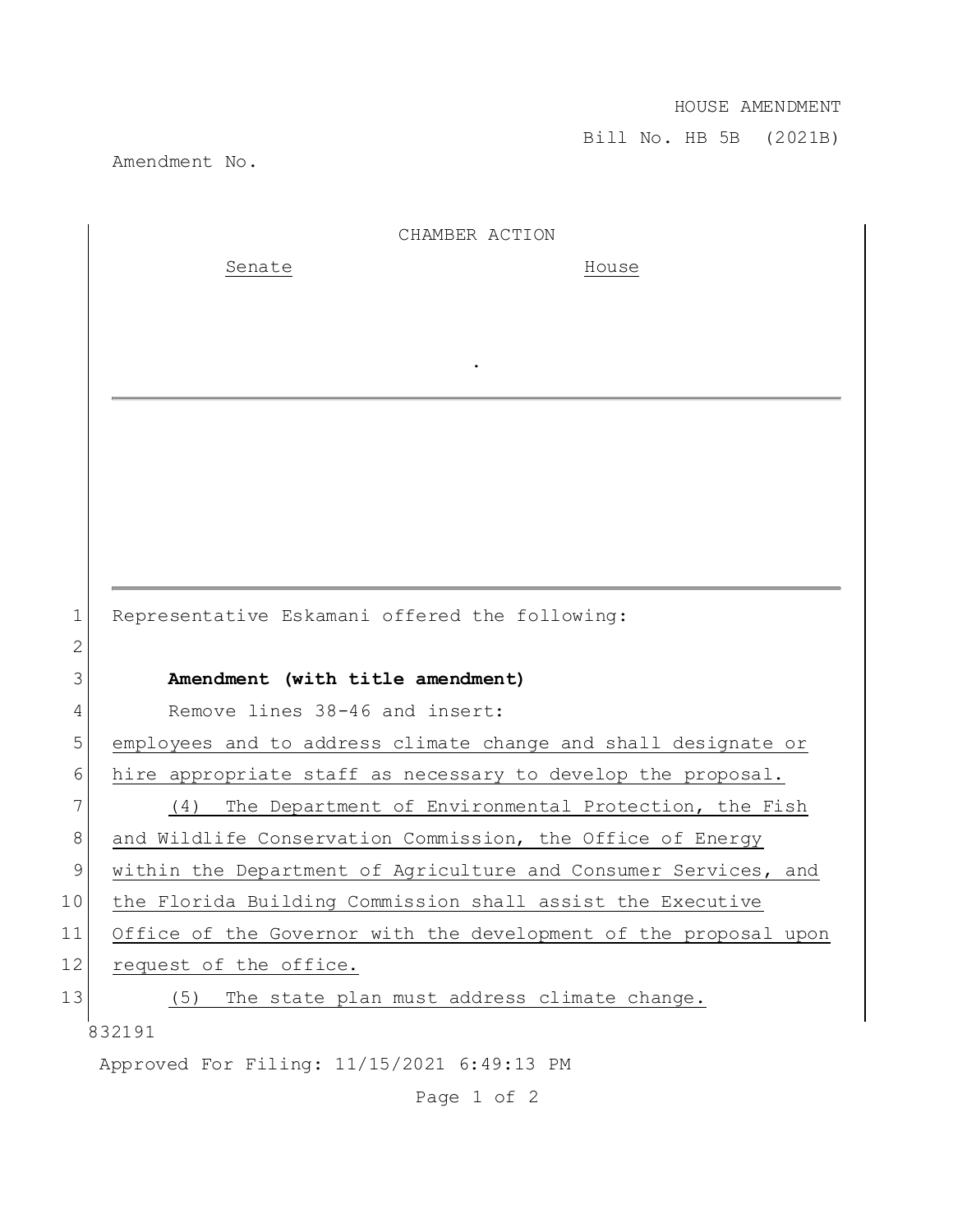HOUSE AMENDMENT

Bill No. HB 5B (2021B)

Amendment No.

CHAMBER ACTION

| Senate | House |
| --- | --- |
| | |

.

1 Representative Eskamani offered the following:

2

3 **Amendment (with title amendment)**

4 Remove lines 38-46 and insert:

5 employees and to address climate change and shall designate or
6 hire appropriate staff as necessary to develop the proposal.

7 (4) The Department of Environmental Protection, the Fish
8 and Wildlife Conservation Commission, the Office of Energy
9 within the Department of Agriculture and Consumer Services, and
10 the Florida Building Commission shall assist the Executive
11 Office of the Governor with the development of the proposal upon
12 request of the office.

13 (5) The state plan must address climate change.

832191

Approved For Filing: 11/15/2021 6:49:13 PM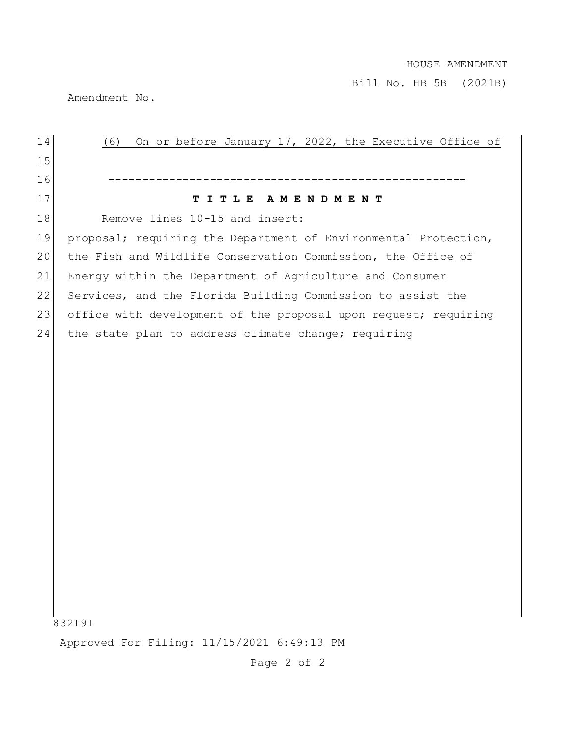HOUSE AMENDMENT

Bill No. HB 5B (2021B)

Amendment No.

14 (6) On or before January 17, 2022, the Executive Office of
15
16 -----------------------------------------------------

17 **T I T L E A M E N D M E N T**

18 Remove lines 10-15 and insert:

19 proposal; requiring the Department of Environmental Protection,
20 the Fish and Wildlife Conservation Commission, the Office of
21 Energy within the Department of Agriculture and Consumer
22 Services, and the Florida Building Commission to assist the
23 office with development of the proposal upon request; requiring
24 the state plan to address climate change; requiring

832191

Approved For Filing: 11/15/2021 6:49:13 PM